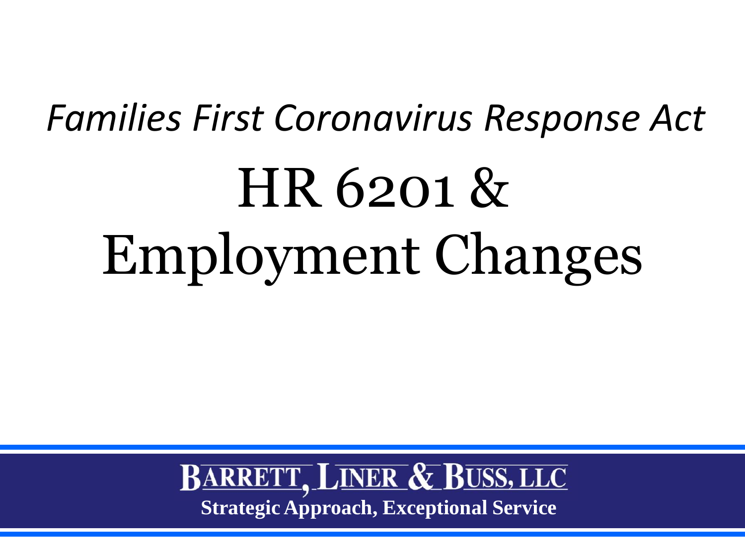*Families First Coronavirus Response Act*

# HR 6201 & Employment Changes

**BARRETT, LINER & BUSS, LLC**

**Strategic Approach, Exceptional Service**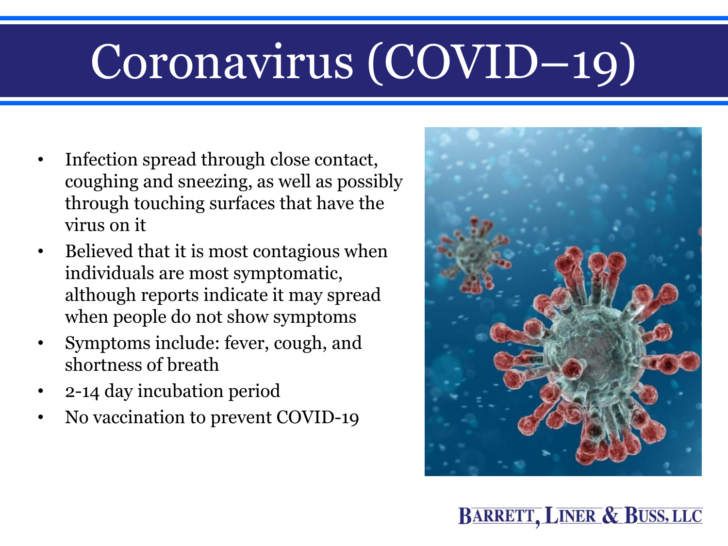# Coronavirus (COVID–19)

- Infection spread through close contact, coughing and sneezing, as well as possibly through touching surfaces that have the virus on it
- Believed that it is most contagious when individuals are most symptomatic, although reports indicate it may spread when people do not show symptoms
- Symptoms include: fever, cough, and shortness of breath
- 2-14 day incubation period
- No vaccination to prevent COVID-19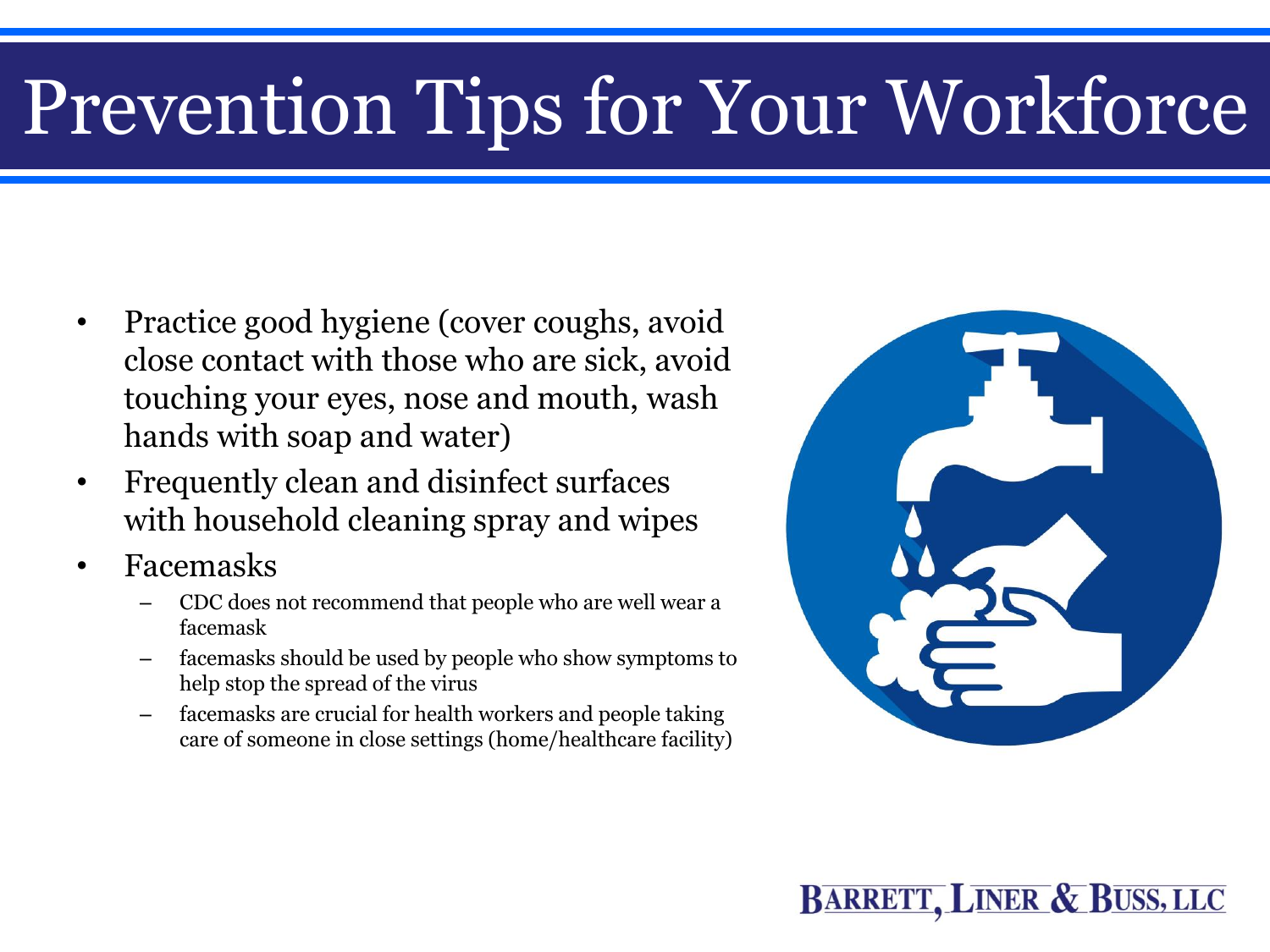# Prevention Tips for Your Workforce

- Practice good hygiene (cover coughs, avoid close contact with those who are sick, avoid touching your eyes, nose and mouth, wash hands with soap and water)
- Frequently clean and disinfect surfaces with household cleaning spray and wipes
- Facemasks
  - CDC does not recommend that people who are well wear a facemask
  - facemasks should be used by people who show symptoms to help stop the spread of the virus
  - facemasks are crucial for health workers and people taking care of someone in close settings (home/healthcare facility)

BARRETT, LINER & BUSS, LLC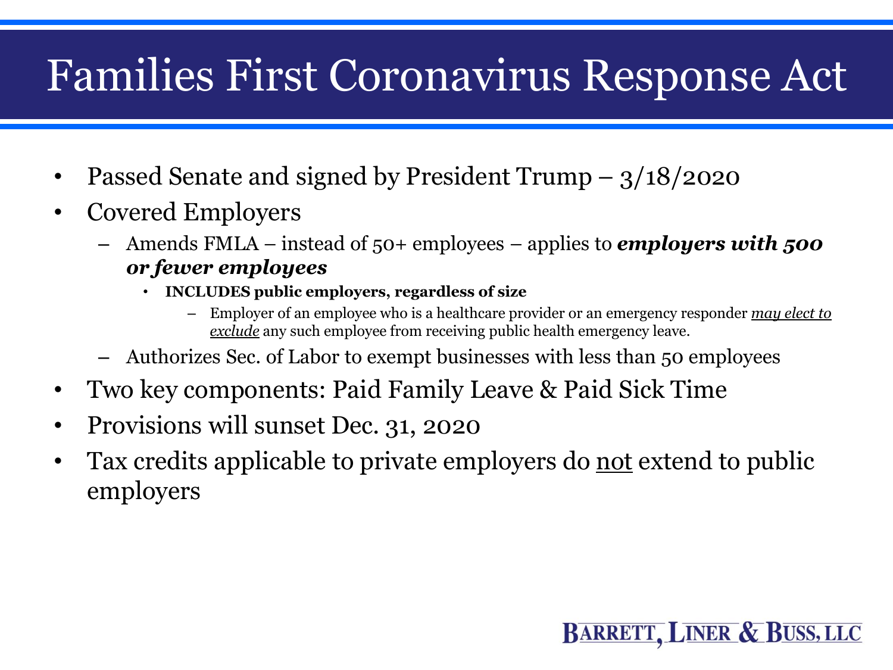# Families First Coronavirus Response Act

- Passed Senate and signed by President Trump – 3/18/2020
- Covered Employers
  - Amends FMLA – instead of 50+ employees – applies to ***employers with 500 or fewer employees***
    - **INCLUDES public employers, regardless of size**
      - Employer of an employee who is a healthcare provider or an emergency responder <u>*may elect to exclude*</u> any such employee from receiving public health emergency leave.
  - Authorizes Sec. of Labor to exempt businesses with less than 50 employees
- Two key components: Paid Family Leave & Paid Sick Time
- Provisions will sunset Dec. 31, 2020
- Tax credits applicable to private employers do <u>not</u> extend to public employers

BARRETT, LINER & BUSS, LLC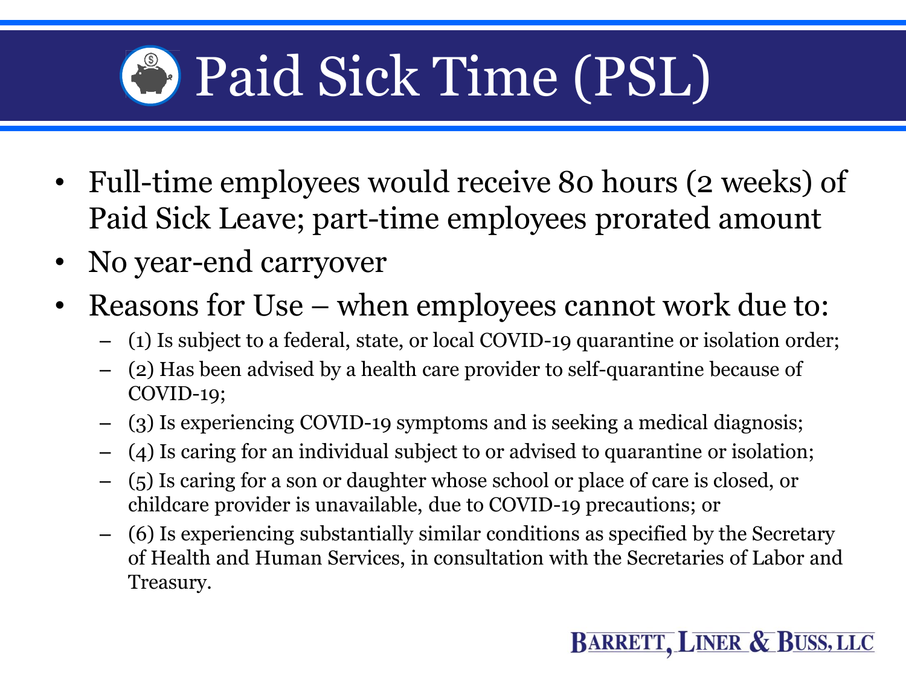# Paid Sick Time (PSL)

- Full-time employees would receive 80 hours (2 weeks) of Paid Sick Leave; part-time employees prorated amount
- No year-end carryover
- Reasons for Use – when employees cannot work due to:
  - (1) Is subject to a federal, state, or local COVID-19 quarantine or isolation order;
  - (2) Has been advised by a health care provider to self-quarantine because of COVID-19;
  - (3) Is experiencing COVID-19 symptoms and is seeking a medical diagnosis;
  - (4) Is caring for an individual subject to or advised to quarantine or isolation;
  - (5) Is caring for a son or daughter whose school or place of care is closed, or childcare provider is unavailable, due to COVID-19 precautions; or
  - (6) Is experiencing substantially similar conditions as specified by the Secretary of Health and Human Services, in consultation with the Secretaries of Labor and Treasury.

BARRETT, LINER & BUSS, LLC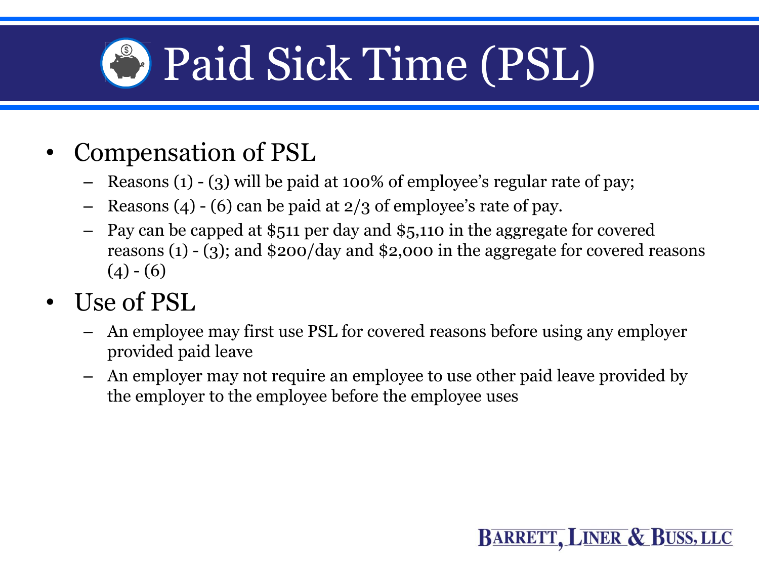# Paid Sick Time (PSL)

- Compensation of PSL
  - Reasons (1) - (3) will be paid at 100% of employee's regular rate of pay;
  - Reasons (4) - (6) can be paid at 2/3 of employee's rate of pay.
  - Pay can be capped at $511 per day and $5,110 in the aggregate for covered reasons (1) - (3); and $200/day and $2,000 in the aggregate for covered reasons (4) - (6)
- Use of PSL
  - An employee may first use PSL for covered reasons before using any employer provided paid leave
  - An employer may not require an employee to use other paid leave provided by the employer to the employee before the employee uses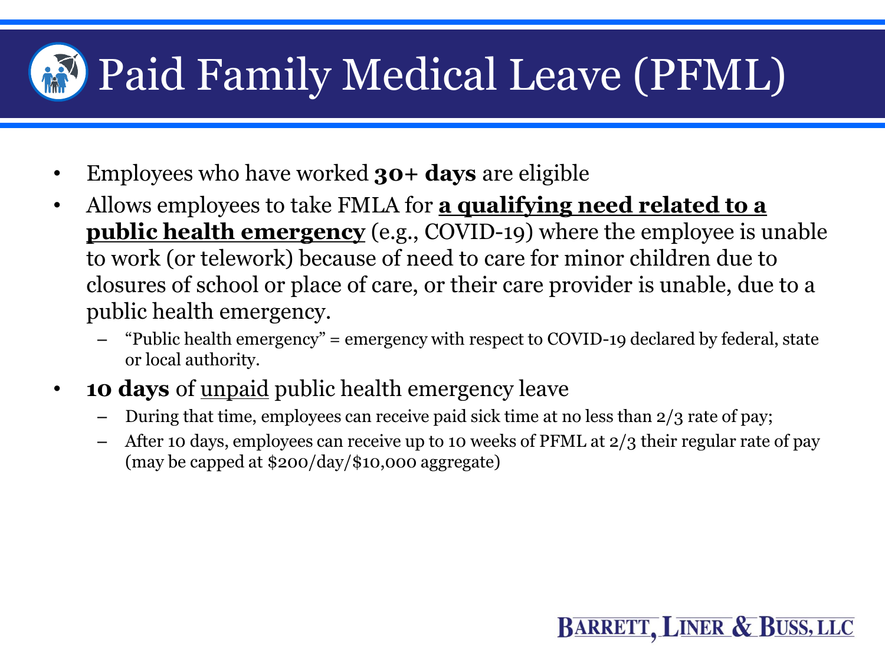# Paid Family Medical Leave (PFML)

- Employees who have worked **30+ days** are eligible
- Allows employees to take FMLA for **a qualifying need related to a public health emergency** (e.g., COVID-19) where the employee is unable to work (or telework) because of need to care for minor children due to closures of school or place of care, or their care provider is unable, due to a public health emergency.
  - "Public health emergency" = emergency with respect to COVID-19 declared by federal, state or local authority.
- **10 days** of unpaid public health emergency leave
  - During that time, employees can receive paid sick time at no less than 2/3 rate of pay;
  - After 10 days, employees can receive up to 10 weeks of PFML at 2/3 their regular rate of pay (may be capped at $200/day/$10,000 aggregate)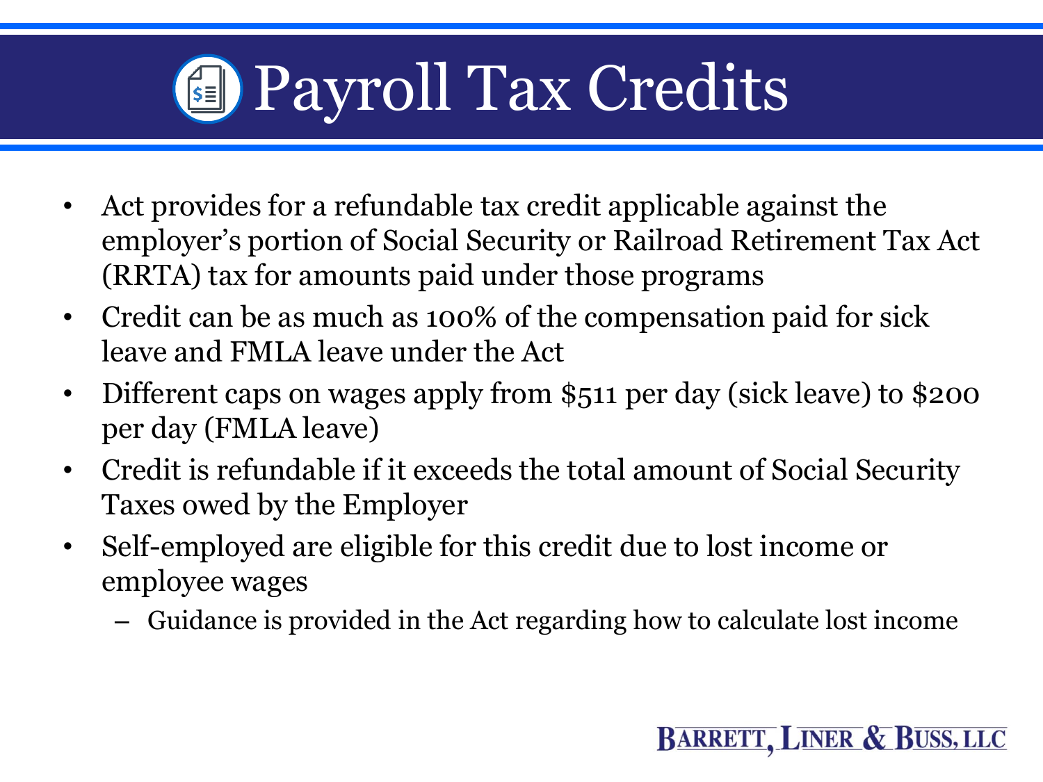# Payroll Tax Credits

- Act provides for a refundable tax credit applicable against the employer's portion of Social Security or Railroad Retirement Tax Act (RRTA) tax for amounts paid under those programs
- Credit can be as much as 100% of the compensation paid for sick leave and FMLA leave under the Act
- Different caps on wages apply from $511 per day (sick leave) to $200 per day (FMLA leave)
- Credit is refundable if it exceeds the total amount of Social Security Taxes owed by the Employer
- Self-employed are eligible for this credit due to lost income or employee wages
  - Guidance is provided in the Act regarding how to calculate lost income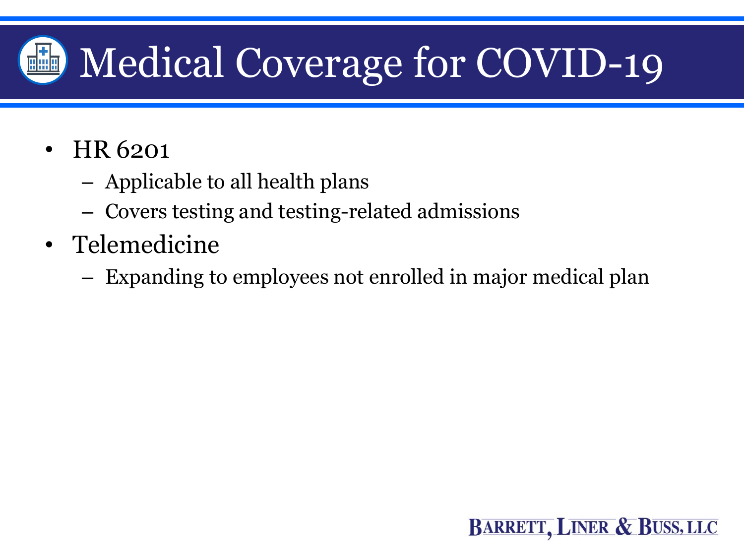# Medical Coverage for COVID-19

- HR 6201
  - Applicable to all health plans
  - Covers testing and testing-related admissions
- Telemedicine
  - Expanding to employees not enrolled in major medical plan

BARRETT, LINER & BUSS, LLC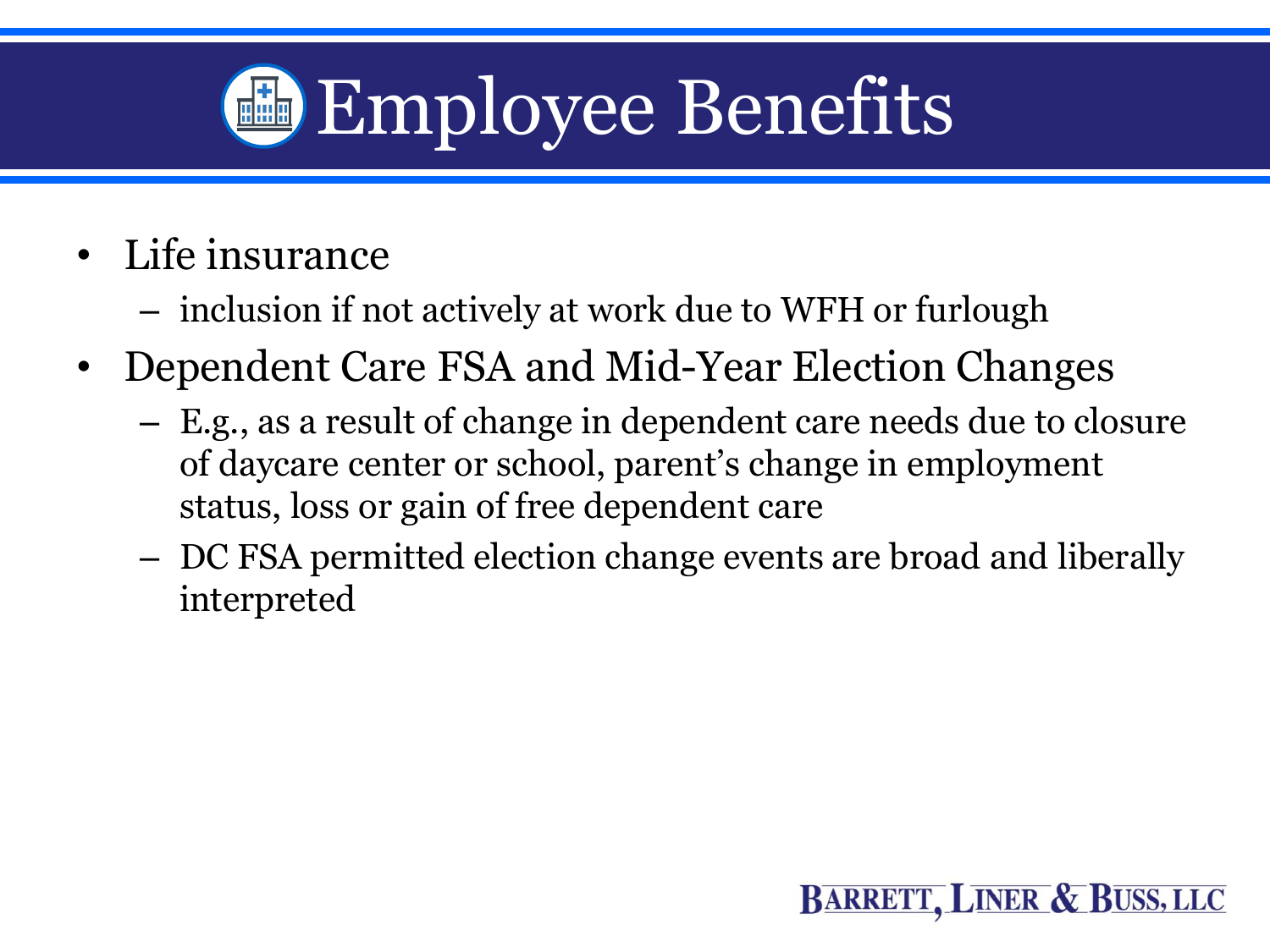# Employee Benefits

- Life insurance
  - inclusion if not actively at work due to WFH or furlough
- Dependent Care FSA and Mid-Year Election Changes
  - E.g., as a result of change in dependent care needs due to closure of daycare center or school, parent's change in employment status, loss or gain of free dependent care
  - DC FSA permitted election change events are broad and liberally interpreted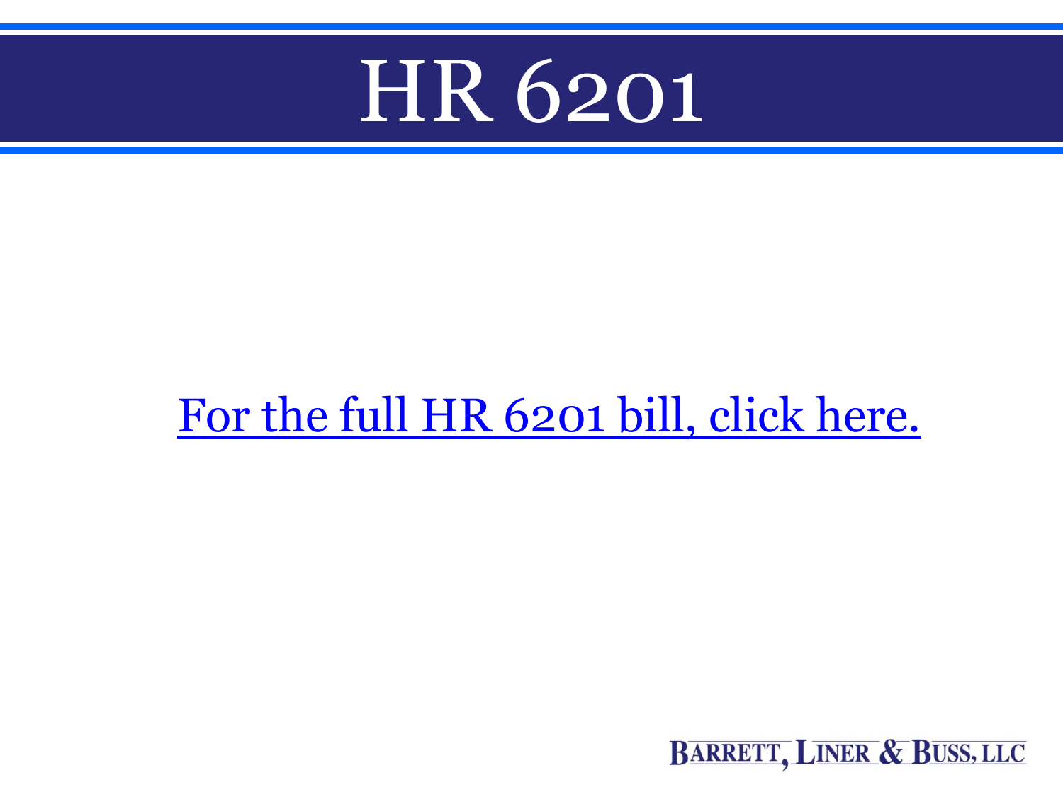# HR 6201

For the full HR 6201 bill, click here.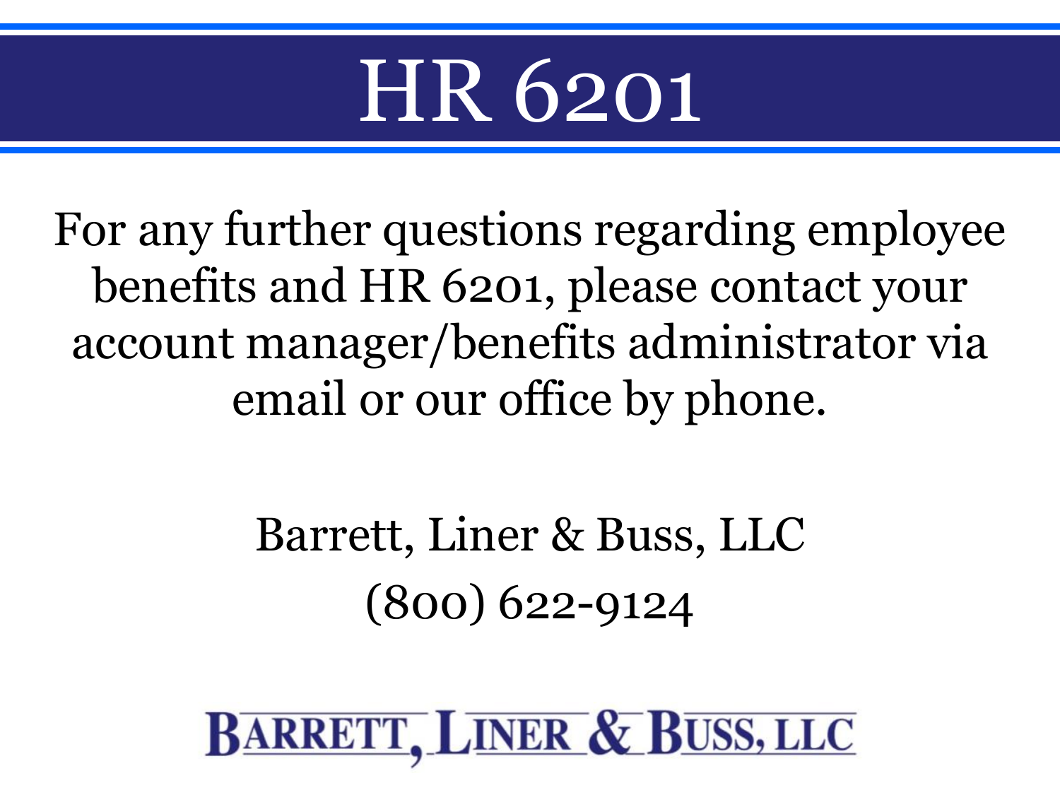# HR 6201

For any further questions regarding employee benefits and HR 6201, please contact your account manager/benefits administrator via email or our office by phone.

Barrett, Liner & Buss, LLC

(800) 622-9124

BARRETT, LINER & BUSS, LLC